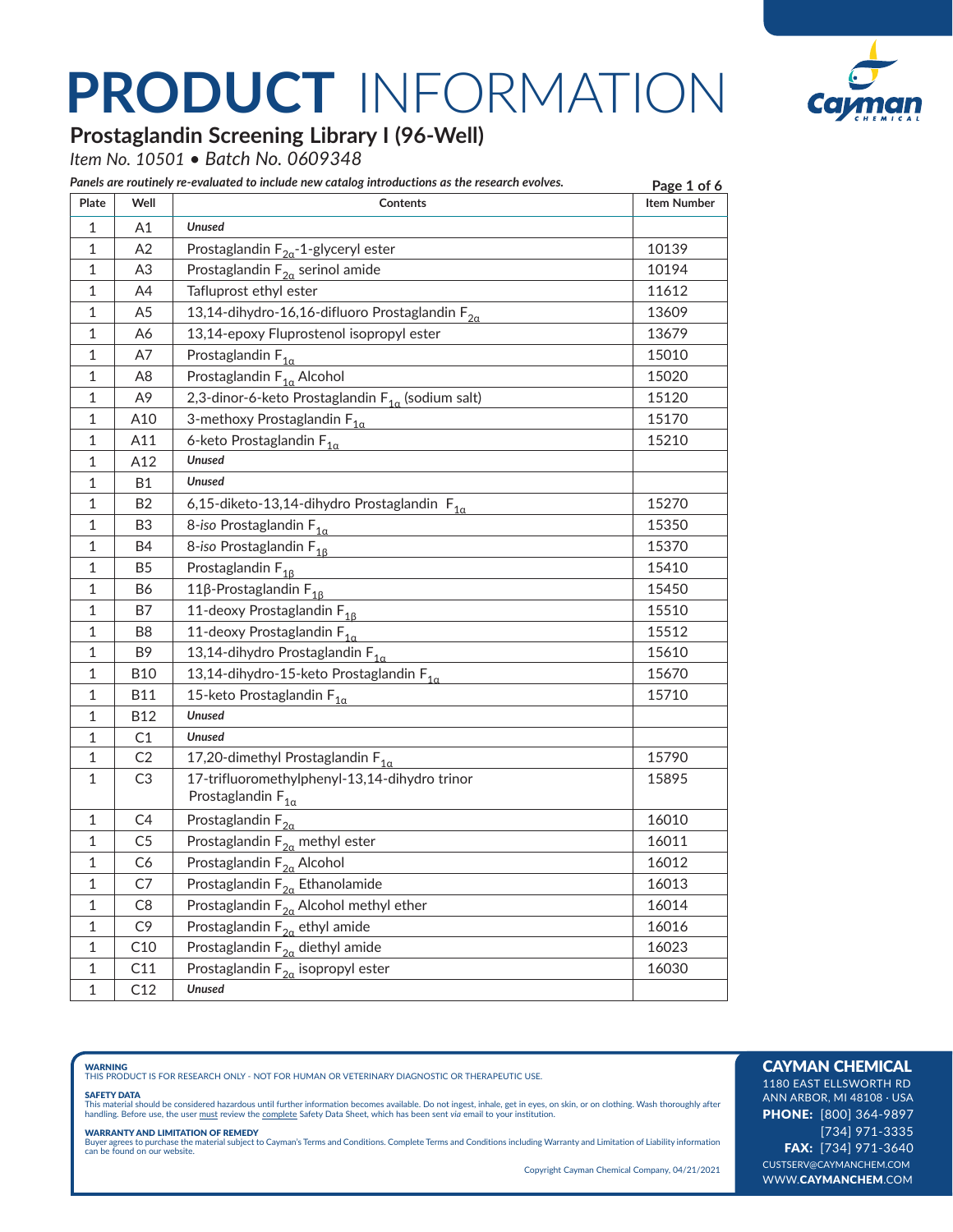# PRODUCT INFORMATION

## Prostaglandin Screening Library I (96-Well)

*Item No. 10501 • Batch No. 0609348*

***Panels are routinely re-evaluated to include new catalog introductions as the research evolves.***

| Plate | Well | Contents | Item Number |
|---|---|---|---|
| 1 | A1 | ***Unused*** | |
| 1 | A2 | Prostaglandin $F_{2\alpha}$-1-glyceryl ester | 10139 |
| 1 | A3 | Prostaglandin $F_{2\alpha}$ serinol amide | 10194 |
| 1 | A4 | Tafluprost ethyl ester | 11612 |
| 1 | A5 | 13,14-dihydro-16,16-difluoro Prostaglandin $F_{2\alpha}$ | 13609 |
| 1 | A6 | 13,14-epoxy Fluprostenol isopropyl ester | 13679 |
| 1 | A7 | Prostaglandin $F_{1\alpha}$ | 15010 |
| 1 | A8 | Prostaglandin $F_{1\alpha}$ Alcohol | 15020 |
| 1 | A9 | 2,3-dinor-6-keto Prostaglandin $F_{1\alpha}$ (sodium salt) | 15120 |
| 1 | A10 | 3-methoxy Prostaglandin $F_{1\alpha}$ | 15170 |
| 1 | A11 | 6-keto Prostaglandin $F_{1\alpha}$ | 15210 |
| 1 | A12 | ***Unused*** | |
| 1 | B1 | ***Unused*** | |
| 1 | B2 | 6,15-diketo-13,14-dihydro Prostaglandin $F_{1\alpha}$ | 15270 |
| 1 | B3 | 8-*iso* Prostaglandin $F_{1\alpha}$ | 15350 |
| 1 | B4 | 8-*iso* Prostaglandin $F_{1\beta}$ | 15370 |
| 1 | B5 | Prostaglandin $F_{1\beta}$ | 15410 |
| 1 | B6 | 11β-Prostaglandin $F_{1\beta}$ | 15450 |
| 1 | B7 | 11-deoxy Prostaglandin $F_{1\beta}$ | 15510 |
| 1 | B8 | 11-deoxy Prostaglandin $F_{1\alpha}$ | 15512 |
| 1 | B9 | 13,14-dihydro Prostaglandin $F_{1\alpha}$ | 15610 |
| 1 | B10 | 13,14-dihydro-15-keto Prostaglandin $F_{1\alpha}$ | 15670 |
| 1 | B11 | 15-keto Prostaglandin $F_{1\alpha}$ | 15710 |
| 1 | B12 | ***Unused*** | |
| 1 | C1 | ***Unused*** | |
| 1 | C2 | 17,20-dimethyl Prostaglandin $F_{1\alpha}$ | 15790 |
| 1 | C3 | 17-trifluoromethylphenyl-13,14-dihydro trinor Prostaglandin $F_{1\alpha}$ | 15895 |
| 1 | C4 | Prostaglandin $F_{2\alpha}$ | 16010 |
| 1 | C5 | Prostaglandin $F_{2\alpha}$ methyl ester | 16011 |
| 1 | C6 | Prostaglandin $F_{2\alpha}$ Alcohol | 16012 |
| 1 | C7 | Prostaglandin $F_{2\alpha}$ Ethanolamide | 16013 |
| 1 | C8 | Prostaglandin $F_{2\alpha}$ Alcohol methyl ether | 16014 |
| 1 | C9 | Prostaglandin $F_{2\alpha}$ ethyl amide | 16016 |
| 1 | C10 | Prostaglandin $F_{2\alpha}$ diethyl amide | 16023 |
| 1 | C11 | Prostaglandin $F_{2\alpha}$ isopropyl ester | 16030 |
| 1 | C12 | ***Unused*** | |

**WARNING**
THIS PRODUCT IS FOR RESEARCH ONLY - NOT FOR HUMAN OR VETERINARY DIAGNOSTIC OR THERAPEUTIC USE.

**SAFETY DATA**
This material should be considered hazardous until further information becomes available. Do not ingest, inhale, get in eyes, on skin, or on clothing. Wash thoroughly after handling. Before use, the user must review the complete Safety Data Sheet, which has been sent *via* email to your institution.

**WARRANTY AND LIMITATION OF REMEDY**
Buyer agrees to purchase the material subject to Cayman's Terms and Conditions. Complete Terms and Conditions including Warranty and Limitation of Liability information can be found on our website.

Copyright Cayman Chemical Company, 04/21/2021

**CAYMAN CHEMICAL**
1180 EAST ELLSWORTH RD
ANN ARBOR, MI 48108 · USA
**PHONE:** [800] 364-9897
[734] 971-3335
**FAX:** [734] 971-3640
CUSTSERV@CAYMANCHEM.COM
WWW.CAYMANCHEM.COM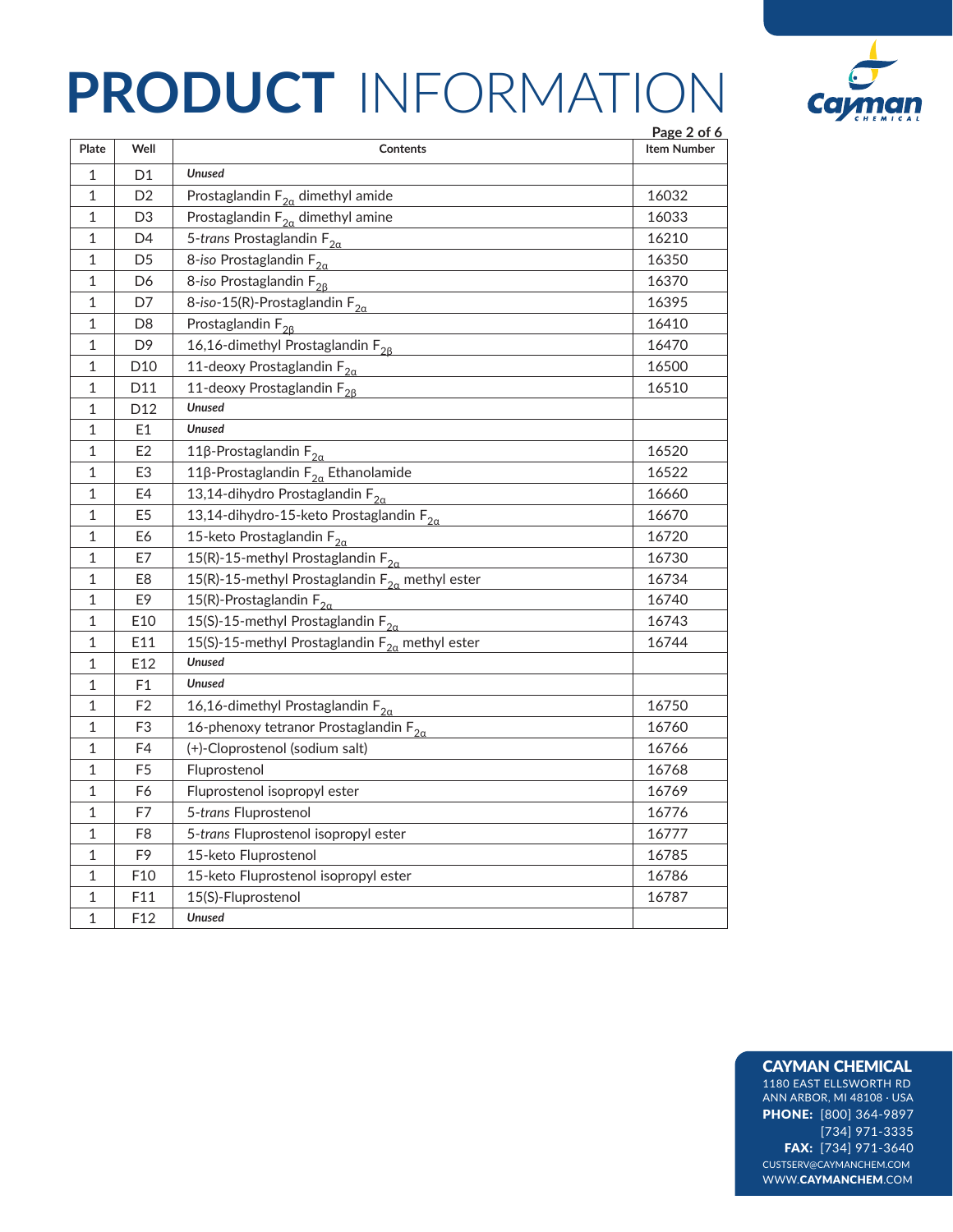# PRODUCT INFORMATION

| Plate | Well | Contents | Item Number |
|---|---|---|---|
| 1 | D1 | ***Unused*** | |
| 1 | D2 | Prostaglandin $F_{2\alpha}$ dimethyl amide | 16032 |
| 1 | D3 | Prostaglandin $F_{2\alpha}$ dimethyl amine | 16033 |
| 1 | D4 | 5-*trans* Prostaglandin $F_{2\alpha}$ | 16210 |
| 1 | D5 | 8-*iso* Prostaglandin $F_{2\alpha}$ | 16350 |
| 1 | D6 | 8-*iso* Prostaglandin $F_{2\beta}$ | 16370 |
| 1 | D7 | 8-*iso*-15(R)-Prostaglandin $F_{2\alpha}$ | 16395 |
| 1 | D8 | Prostaglandin $F_{2\beta}$ | 16410 |
| 1 | D9 | 16,16-dimethyl Prostaglandin $F_{2\beta}$ | 16470 |
| 1 | D10 | 11-deoxy Prostaglandin $F_{2\alpha}$ | 16500 |
| 1 | D11 | 11-deoxy Prostaglandin $F_{2\beta}$ | 16510 |
| 1 | D12 | ***Unused*** | |
| 1 | E1 | ***Unused*** | |
| 1 | E2 | 11β-Prostaglandin $F_{2\alpha}$ | 16520 |
| 1 | E3 | 11β-Prostaglandin $F_{2\alpha}$ Ethanolamide | 16522 |
| 1 | E4 | 13,14-dihydro Prostaglandin $F_{2\alpha}$ | 16660 |
| 1 | E5 | 13,14-dihydro-15-keto Prostaglandin $F_{2\alpha}$ | 16670 |
| 1 | E6 | 15-keto Prostaglandin $F_{2\alpha}$ | 16720 |
| 1 | E7 | 15(R)-15-methyl Prostaglandin $F_{2\alpha}$ | 16730 |
| 1 | E8 | 15(R)-15-methyl Prostaglandin $F_{2\alpha}$ methyl ester | 16734 |
| 1 | E9 | 15(R)-Prostaglandin $F_{2\alpha}$ | 16740 |
| 1 | E10 | 15(S)-15-methyl Prostaglandin $F_{2\alpha}$ | 16743 |
| 1 | E11 | 15(S)-15-methyl Prostaglandin $F_{2\alpha}$ methyl ester | 16744 |
| 1 | E12 | ***Unused*** | |
| 1 | F1 | ***Unused*** | |
| 1 | F2 | 16,16-dimethyl Prostaglandin $F_{2\alpha}$ | 16750 |
| 1 | F3 | 16-phenoxy tetranor Prostaglandin $F_{2\alpha}$ | 16760 |
| 1 | F4 | (+)-Cloprostenol (sodium salt) | 16766 |
| 1 | F5 | Fluprostenol | 16768 |
| 1 | F6 | Fluprostenol isopropyl ester | 16769 |
| 1 | F7 | 5-*trans* Fluprostenol | 16776 |
| 1 | F8 | 5-*trans* Fluprostenol isopropyl ester | 16777 |
| 1 | F9 | 15-keto Fluprostenol | 16785 |
| 1 | F10 | 15-keto Fluprostenol isopropyl ester | 16786 |
| 1 | F11 | 15(S)-Fluprostenol | 16787 |
| 1 | F12 | ***Unused*** | |

**CAYMAN CHEMICAL**
1180 EAST ELLSWORTH RD
ANN ARBOR, MI 48108 · USA
**PHONE:** [800] 364-9897
[734] 971-3335
**FAX:** [734] 971-3640
CUSTSERV@CAYMANCHEM.COM
WWW.**CAYMANCHEM**.COM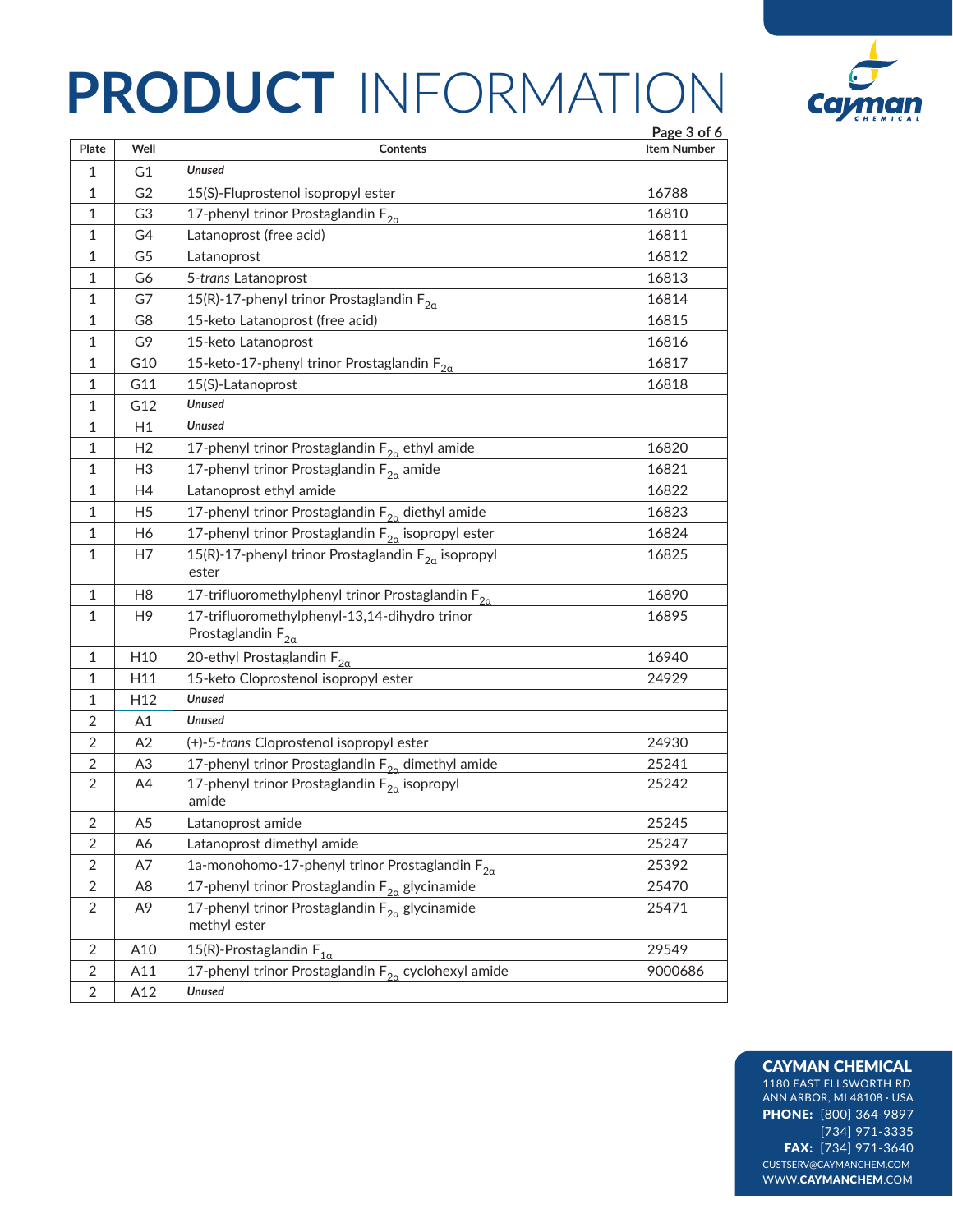# PRODUCT INFORMATION

| Plate | Well | Contents | Item Number |
|---|---|---|---|
| 1 | G1 | ***Unused*** | |
| 1 | G2 | 15(S)-Fluprostenol isopropyl ester | 16788 |
| 1 | G3 | 17-phenyl trinor Prostaglandin $F_{2\alpha}$ | 16810 |
| 1 | G4 | Latanoprost (free acid) | 16811 |
| 1 | G5 | Latanoprost | 16812 |
| 1 | G6 | 5-*trans* Latanoprost | 16813 |
| 1 | G7 | 15(R)-17-phenyl trinor Prostaglandin $F_{2\alpha}$ | 16814 |
| 1 | G8 | 15-keto Latanoprost (free acid) | 16815 |
| 1 | G9 | 15-keto Latanoprost | 16816 |
| 1 | G10 | 15-keto-17-phenyl trinor Prostaglandin $F_{2\alpha}$ | 16817 |
| 1 | G11 | 15(S)-Latanoprost | 16818 |
| 1 | G12 | ***Unused*** | |
| 1 | H1 | ***Unused*** | |
| 1 | H2 | 17-phenyl trinor Prostaglandin $F_{2\alpha}$ ethyl amide | 16820 |
| 1 | H3 | 17-phenyl trinor Prostaglandin $F_{2\alpha}$ amide | 16821 |
| 1 | H4 | Latanoprost ethyl amide | 16822 |
| 1 | H5 | 17-phenyl trinor Prostaglandin $F_{2\alpha}$ diethyl amide | 16823 |
| 1 | H6 | 17-phenyl trinor Prostaglandin $F_{2\alpha}$ isopropyl ester | 16824 |
| 1 | H7 | 15(R)-17-phenyl trinor Prostaglandin $F_{2\alpha}$ isopropyl ester | 16825 |
| 1 | H8 | 17-trifluoromethylphenyl trinor Prostaglandin $F_{2\alpha}$ | 16890 |
| 1 | H9 | 17-trifluoromethylphenyl-13,14-dihydro trinor Prostaglandin $F_{2\alpha}$ | 16895 |
| 1 | H10 | 20-ethyl Prostaglandin $F_{2\alpha}$ | 16940 |
| 1 | H11 | 15-keto Cloprostenol isopropyl ester | 24929 |
| 1 | H12 | ***Unused*** | |
| 2 | A1 | ***Unused*** | |
| 2 | A2 | (+)-5-*trans* Cloprostenol isopropyl ester | 24930 |
| 2 | A3 | 17-phenyl trinor Prostaglandin $F_{2\alpha}$ dimethyl amide | 25241 |
| 2 | A4 | 17-phenyl trinor Prostaglandin $F_{2\alpha}$ isopropyl amide | 25242 |
| 2 | A5 | Latanoprost amide | 25245 |
| 2 | A6 | Latanoprost dimethyl amide | 25247 |
| 2 | A7 | 1a-monohomo-17-phenyl trinor Prostaglandin $F_{2\alpha}$ | 25392 |
| 2 | A8 | 17-phenyl trinor Prostaglandin $F_{2\alpha}$ glycinamide | 25470 |
| 2 | A9 | 17-phenyl trinor Prostaglandin $F_{2\alpha}$ glycinamide methyl ester | 25471 |
| 2 | A10 | 15(R)-Prostaglandin $F_{1\alpha}$ | 29549 |
| 2 | A11 | 17-phenyl trinor Prostaglandin $F_{2\alpha}$ cyclohexyl amide | 9000686 |
| 2 | A12 | ***Unused*** | |

**CAYMAN CHEMICAL**
1180 EAST ELLSWORTH RD
ANN ARBOR, MI 48108 · USA
**PHONE:** [800] 364-9897
[734] 971-3335
**FAX:** [734] 971-3640
CUSTSERV@CAYMANCHEM.COM
WWW.**CAYMANCHEM**.COM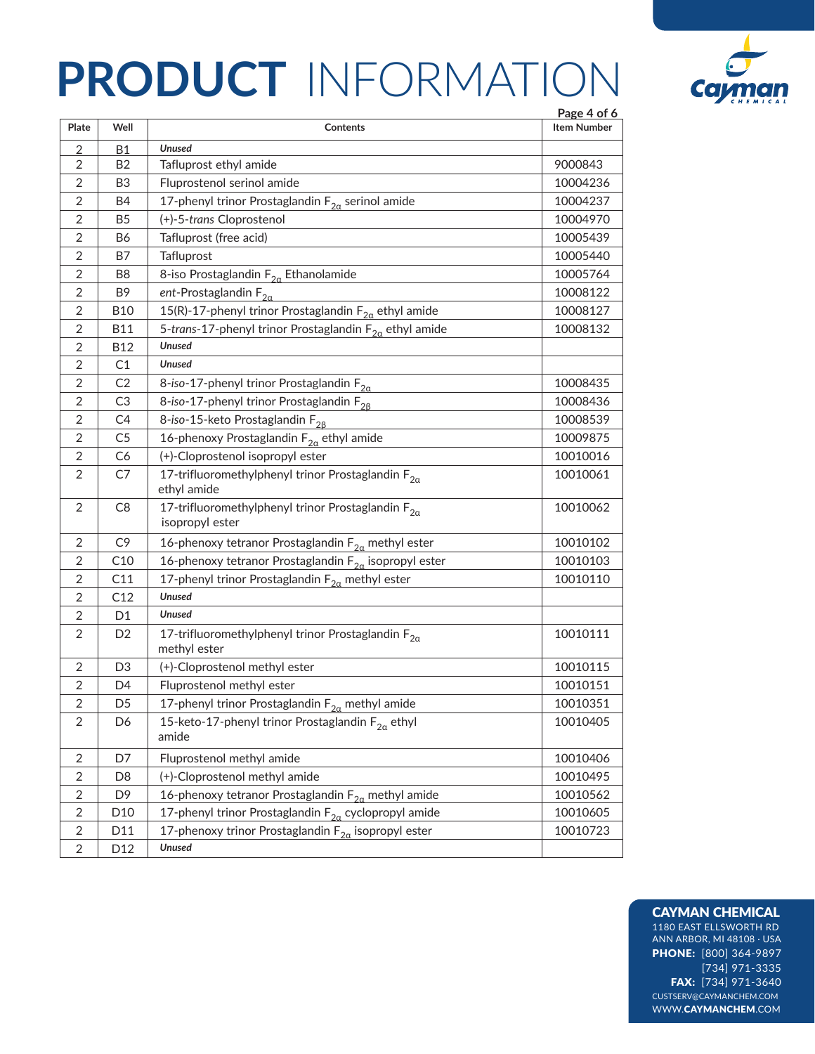# PRODUCT INFORMATION

| Plate | Well | Contents | Item Number |
|---|---|---|---|
| 2 | B1 | ***Unused*** | |
| 2 | B2 | Tafluprost ethyl amide | 9000843 |
| 2 | B3 | Fluprostenol serinol amide | 10004236 |
| 2 | B4 | 17-phenyl trinor Prostaglandin $F_{2\alpha}$ serinol amide | 10004237 |
| 2 | B5 | (+)-5-*trans* Cloprostenol | 10004970 |
| 2 | B6 | Tafluprost (free acid) | 10005439 |
| 2 | B7 | Tafluprost | 10005440 |
| 2 | B8 | 8-iso Prostaglandin $F_{2\alpha}$ Ethanolamide | 10005764 |
| 2 | B9 | *ent*-Prostaglandin $F_{2\alpha}$ | 10008122 |
| 2 | B10 | 15(R)-17-phenyl trinor Prostaglandin $F_{2\alpha}$ ethyl amide | 10008127 |
| 2 | B11 | 5-*trans*-17-phenyl trinor Prostaglandin $F_{2\alpha}$ ethyl amide | 10008132 |
| 2 | B12 | ***Unused*** | |
| 2 | C1 | ***Unused*** | |
| 2 | C2 | 8-*iso*-17-phenyl trinor Prostaglandin $F_{2\alpha}$ | 10008435 |
| 2 | C3 | 8-*iso*-17-phenyl trinor Prostaglandin $F_{2\beta}$ | 10008436 |
| 2 | C4 | 8-*iso*-15-keto Prostaglandin $F_{2\beta}$ | 10008539 |
| 2 | C5 | 16-phenoxy Prostaglandin $F_{2\alpha}$ ethyl amide | 10009875 |
| 2 | C6 | (+)-Cloprostenol isopropyl ester | 10010016 |
| 2 | C7 | 17-trifluoromethylphenyl trinor Prostaglandin $F_{2\alpha}$ ethyl amide | 10010061 |
| 2 | C8 | 17-trifluoromethylphenyl trinor Prostaglandin $F_{2\alpha}$ isopropyl ester | 10010062 |
| 2 | C9 | 16-phenoxy tetranor Prostaglandin $F_{2\alpha}$ methyl ester | 10010102 |
| 2 | C10 | 16-phenoxy tetranor Prostaglandin $F_{2\alpha}$ isopropyl ester | 10010103 |
| 2 | C11 | 17-phenyl trinor Prostaglandin $F_{2\alpha}$ methyl ester | 10010110 |
| 2 | C12 | ***Unused*** | |
| 2 | D1 | ***Unused*** | |
| 2 | D2 | 17-trifluoromethylphenyl trinor Prostaglandin $F_{2\alpha}$ methyl ester | 10010111 |
| 2 | D3 | (+)-Cloprostenol methyl ester | 10010115 |
| 2 | D4 | Fluprostenol methyl ester | 10010151 |
| 2 | D5 | 17-phenyl trinor Prostaglandin $F_{2\alpha}$ methyl amide | 10010351 |
| 2 | D6 | 15-keto-17-phenyl trinor Prostaglandin $F_{2\alpha}$ ethyl amide | 10010405 |
| 2 | D7 | Fluprostenol methyl amide | 10010406 |
| 2 | D8 | (+)-Cloprostenol methyl amide | 10010495 |
| 2 | D9 | 16-phenoxy tetranor Prostaglandin $F_{2\alpha}$ methyl amide | 10010562 |
| 2 | D10 | 17-phenyl trinor Prostaglandin $F_{2\alpha}$ cyclopropyl amide | 10010605 |
| 2 | D11 | 17-phenoxy trinor Prostaglandin $F_{2\alpha}$ isopropyl ester | 10010723 |
| 2 | D12 | ***Unused*** | |

**CAYMAN CHEMICAL**
1180 EAST ELLSWORTH RD
ANN ARBOR, MI 48108 · USA
**PHONE:** [800] 364-9897
[734] 971-3335
**FAX:** [734] 971-3640
CUSTSERV@CAYMANCHEM.COM
WWW.**CAYMANCHEM**.COM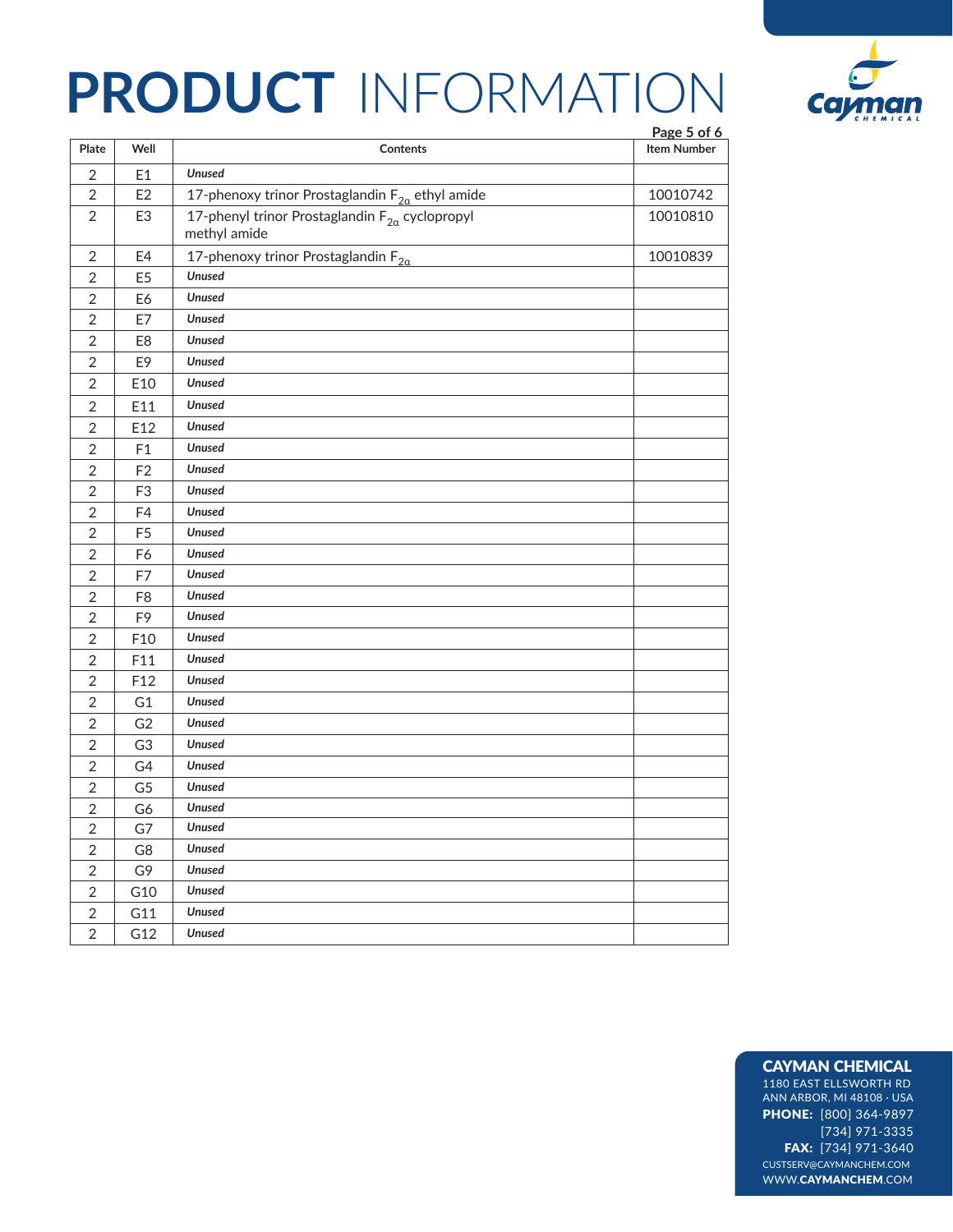# PRODUCT INFORMATION

| Plate | Well | Contents | Item Number |
|---|---|---|---|
| 2 | E1 | ***Unused*** | |
| 2 | E2 | 17-phenoxy trinor Prostaglandin $F_{2\alpha}$ ethyl amide | 10010742 |
| 2 | E3 | 17-phenyl trinor Prostaglandin $F_{2\alpha}$ cyclopropyl methyl amide | 10010810 |
| 2 | E4 | 17-phenoxy trinor Prostaglandin $F_{2\alpha}$ | 10010839 |
| 2 | E5 | ***Unused*** | |
| 2 | E6 | ***Unused*** | |
| 2 | E7 | ***Unused*** | |
| 2 | E8 | ***Unused*** | |
| 2 | E9 | ***Unused*** | |
| 2 | E10 | ***Unused*** | |
| 2 | E11 | ***Unused*** | |
| 2 | E12 | ***Unused*** | |
| 2 | F1 | ***Unused*** | |
| 2 | F2 | ***Unused*** | |
| 2 | F3 | ***Unused*** | |
| 2 | F4 | ***Unused*** | |
| 2 | F5 | ***Unused*** | |
| 2 | F6 | ***Unused*** | |
| 2 | F7 | ***Unused*** | |
| 2 | F8 | ***Unused*** | |
| 2 | F9 | ***Unused*** | |
| 2 | F10 | ***Unused*** | |
| 2 | F11 | ***Unused*** | |
| 2 | F12 | ***Unused*** | |
| 2 | G1 | ***Unused*** | |
| 2 | G2 | ***Unused*** | |
| 2 | G3 | ***Unused*** | |
| 2 | G4 | ***Unused*** | |
| 2 | G5 | ***Unused*** | |
| 2 | G6 | ***Unused*** | |
| 2 | G7 | ***Unused*** | |
| 2 | G8 | ***Unused*** | |
| 2 | G9 | ***Unused*** | |
| 2 | G10 | ***Unused*** | |
| 2 | G11 | ***Unused*** | |
| 2 | G12 | ***Unused*** | |

**CAYMAN CHEMICAL**
1180 EAST ELLSWORTH RD
ANN ARBOR, MI 48108 · USA
**PHONE:** [800] 364-9897
[734] 971-3335
**FAX:** [734] 971-3640
CUSTSERV@CAYMANCHEM.COM
WWW.**CAYMANCHEM**.COM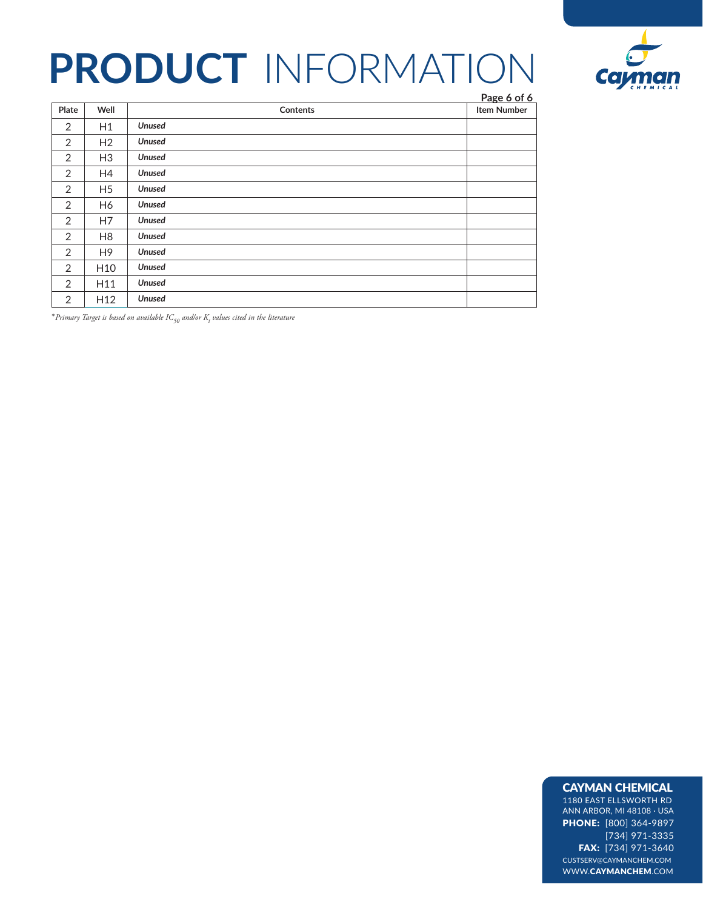# PRODUCT INFORMATION

| Plate | Well | Contents | Item Number |
|---|---|---|---|
| 2 | H1 | ***Unused*** | |
| 2 | H2 | ***Unused*** | |
| 2 | H3 | ***Unused*** | |
| 2 | H4 | ***Unused*** | |
| 2 | H5 | ***Unused*** | |
| 2 | H6 | ***Unused*** | |
| 2 | H7 | ***Unused*** | |
| 2 | H8 | ***Unused*** | |
| 2 | H9 | ***Unused*** | |
| 2 | H10 | ***Unused*** | |
| 2 | H11 | ***Unused*** | |
| 2 | H12 | ***Unused*** | |

*\*Primary Target is based on available $IC_{50}$ and/or $K_i$ values cited in the literature*

**CAYMAN CHEMICAL**
1180 EAST ELLSWORTH RD
ANN ARBOR, MI 48108 · USA
**PHONE:** [800] 364-9897
[734] 971-3335
**FAX:** [734] 971-3640
CUSTSERV@CAYMANCHEM.COM
WWW.**CAYMANCHEM**.COM